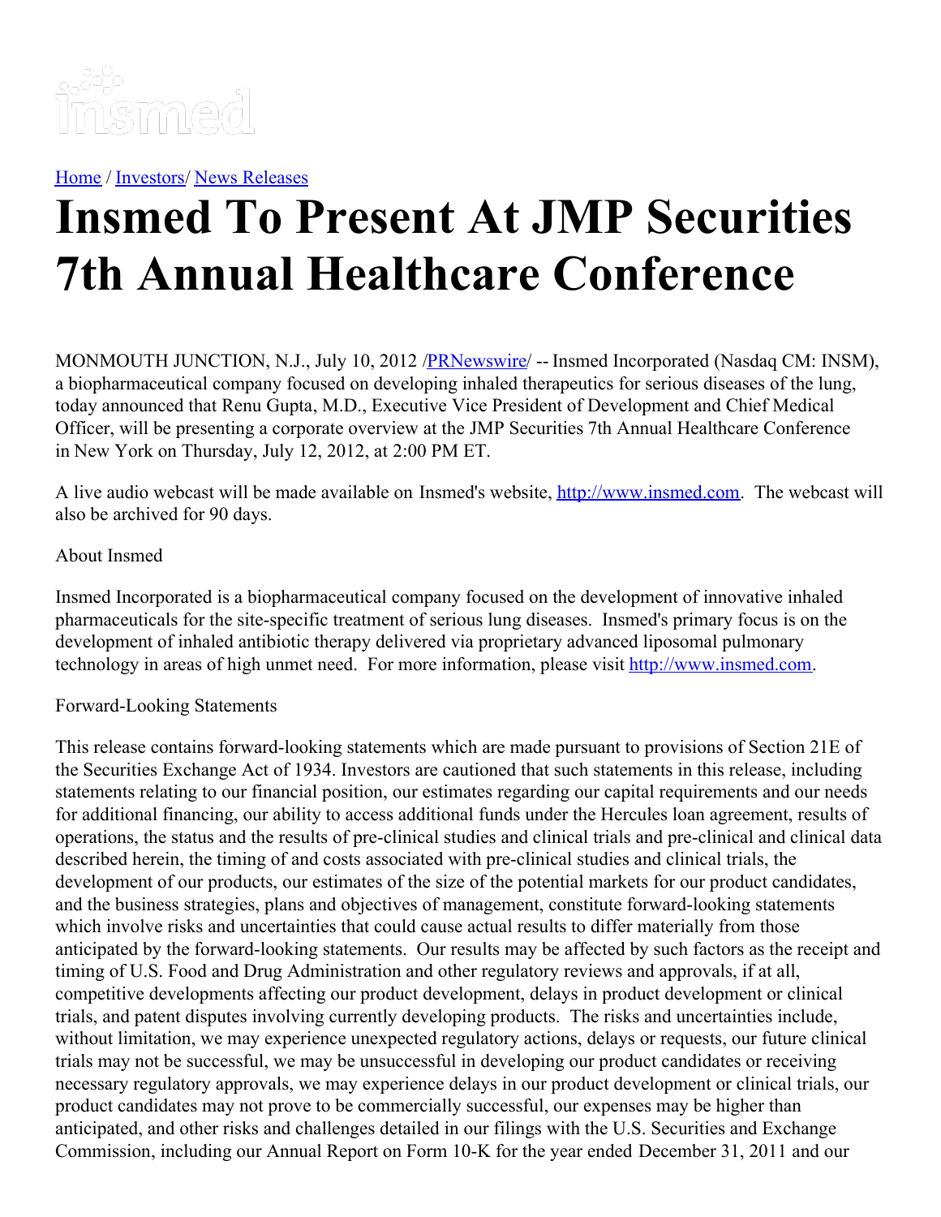[Home](#) / [Investors](#)/ [News Releases](#)

# Insmed To Present At JMP Securities 7th Annual Healthcare Conference

MONMOUTH JUNCTION, N.J., July 10, 2012 /[PRNewswire](#)/ -- Insmed Incorporated (Nasdaq CM: INSM), a biopharmaceutical company focused on developing inhaled therapeutics for serious diseases of the lung, today announced that Renu Gupta, M.D., Executive Vice President of Development and Chief Medical Officer, will be presenting a corporate overview at the JMP Securities 7th Annual Healthcare Conference in New York on Thursday, July 12, 2012, at 2:00 PM ET.

A live audio webcast will be made available on Insmed's website, [http://www.insmed.com](http://www.insmed.com). The webcast will also be archived for 90 days.

About Insmed

Insmed Incorporated is a biopharmaceutical company focused on the development of innovative inhaled pharmaceuticals for the site-specific treatment of serious lung diseases. Insmed's primary focus is on the development of inhaled antibiotic therapy delivered via proprietary advanced liposomal pulmonary technology in areas of high unmet need. For more information, please visit [http://www.insmed.com](http://www.insmed.com).

Forward-Looking Statements

This release contains forward-looking statements which are made pursuant to provisions of Section 21E of the Securities Exchange Act of 1934. Investors are cautioned that such statements in this release, including statements relating to our financial position, our estimates regarding our capital requirements and our needs for additional financing, our ability to access additional funds under the Hercules loan agreement, results of operations, the status and the results of pre-clinical studies and clinical trials and pre-clinical and clinical data described herein, the timing of and costs associated with pre-clinical studies and clinical trials, the development of our products, our estimates of the size of the potential markets for our product candidates, and the business strategies, plans and objectives of management, constitute forward-looking statements which involve risks and uncertainties that could cause actual results to differ materially from those anticipated by the forward-looking statements. Our results may be affected by such factors as the receipt and timing of U.S. Food and Drug Administration and other regulatory reviews and approvals, if at all, competitive developments affecting our product development, delays in product development or clinical trials, and patent disputes involving currently developing products. The risks and uncertainties include, without limitation, we may experience unexpected regulatory actions, delays or requests, our future clinical trials may not be successful, we may be unsuccessful in developing our product candidates or receiving necessary regulatory approvals, we may experience delays in our product development or clinical trials, our product candidates may not prove to be commercially successful, our expenses may be higher than anticipated, and other risks and challenges detailed in our filings with the U.S. Securities and Exchange Commission, including our Annual Report on Form 10-K for the year ended December 31, 2011 and our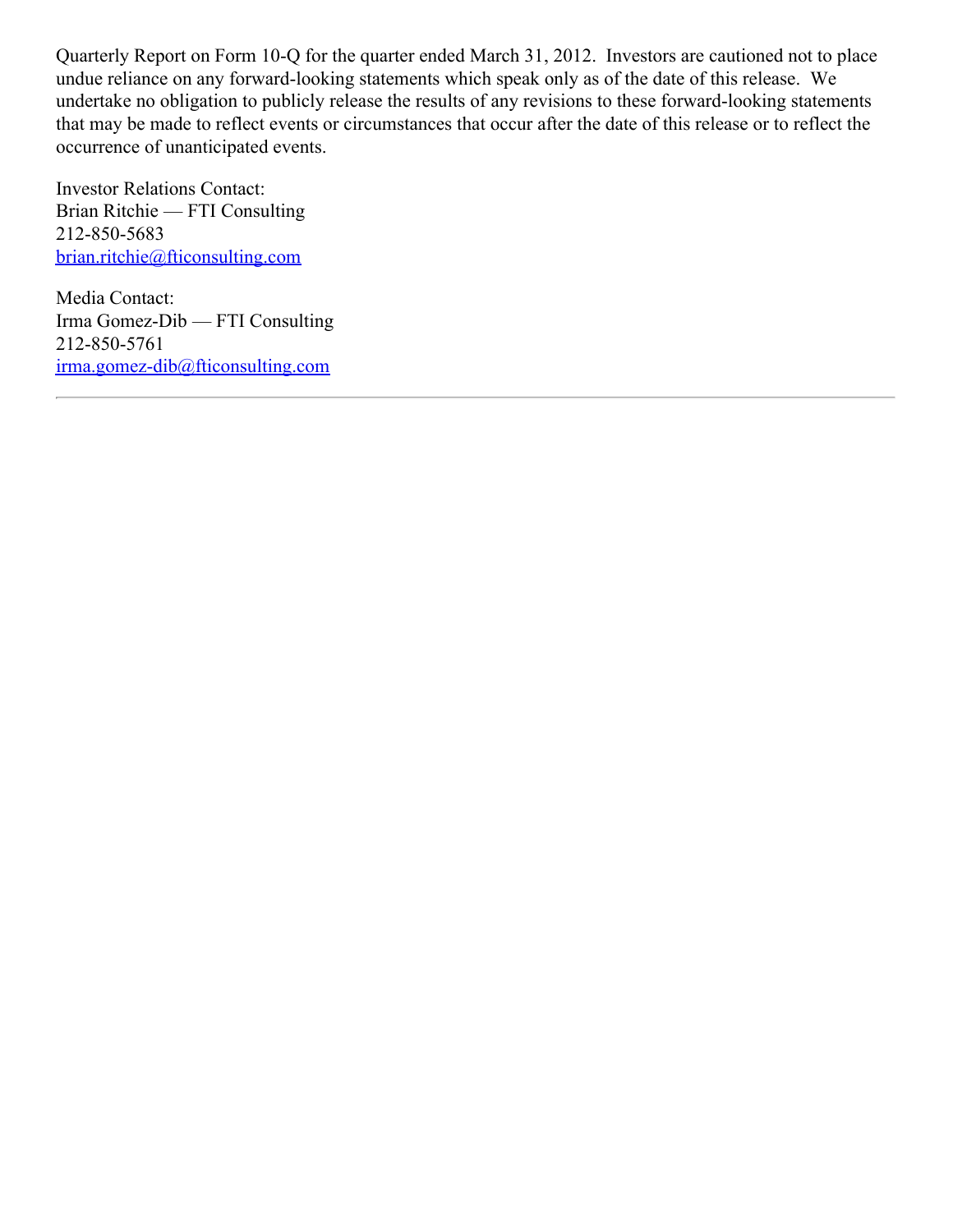Quarterly Report on Form 10-Q for the quarter ended March 31, 2012. Investors are cautioned not to place undue reliance on any forward-looking statements which speak only as of the date of this release. We undertake no obligation to publicly release the results of any revisions to these forward-looking statements that may be made to reflect events or circumstances that occur after the date of this release or to reflect the occurrence of unanticipated events.

Investor Relations Contact:
Brian Ritchie — FTI Consulting
212-850-5683
brian.ritchie@fticonsulting.com

Media Contact:
Irma Gomez-Dib — FTI Consulting
212-850-5761
irma.gomez-dib@fticonsulting.com